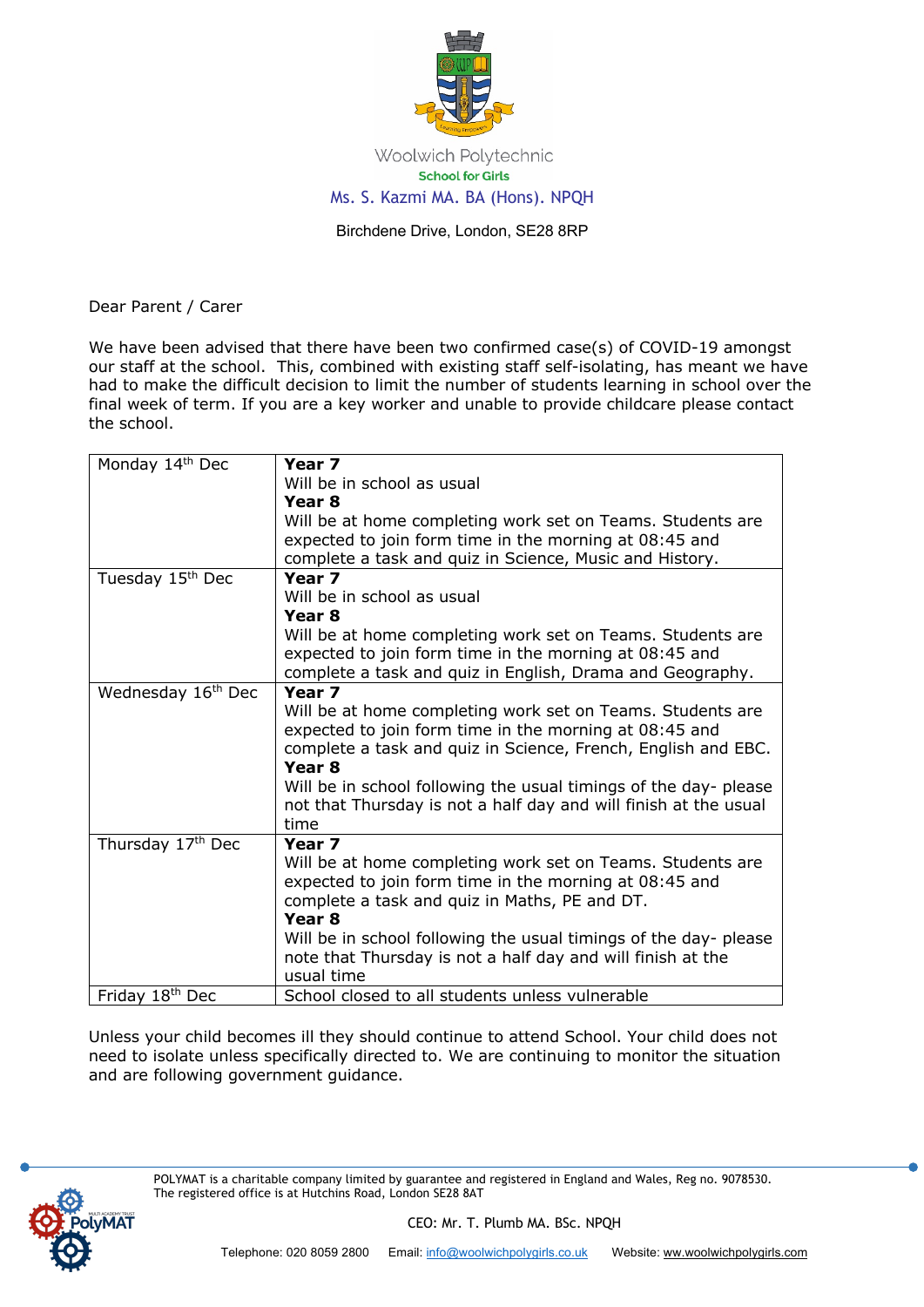Woolwich Polytechnic
School for Girls
Ms. S. Kazmi MA. BA (Hons). NPQH

Birchdene Drive, London, SE28 8RP

Dear Parent / Carer

We have been advised that there have been two confirmed case(s) of COVID-19 amongst our staff at the school. This, combined with existing staff self-isolating, has meant we have had to make the difficult decision to limit the number of students learning in school over the final week of term. If you are a key worker and unable to provide childcare please contact the school.

| Day | Arrangements |
|---|---|
| Monday 14th Dec | **Year 7**<br>Will be in school as usual<br>**Year 8**<br>Will be at home completing work set on Teams. Students are expected to join form time in the morning at 08:45 and complete a task and quiz in Science, Music and History. |
| Tuesday 15th Dec | **Year 7**<br>Will be in school as usual<br>**Year 8**<br>Will be at home completing work set on Teams. Students are expected to join form time in the morning at 08:45 and complete a task and quiz in English, Drama and Geography. |
| Wednesday 16th Dec | **Year 7**<br>Will be at home completing work set on Teams. Students are expected to join form time in the morning at 08:45 and complete a task and quiz in Science, French, English and EBC.<br>**Year 8**<br>Will be in school following the usual timings of the day- please not that Thursday is not a half day and will finish at the usual time |
| Thursday 17th Dec | **Year 7**<br>Will be at home completing work set on Teams. Students are expected to join form time in the morning at 08:45 and complete a task and quiz in Maths, PE and DT.<br>**Year 8**<br>Will be in school following the usual timings of the day- please note that Thursday is not a half day and will finish at the usual time |
| Friday 18th Dec | School closed to all students unless vulnerable |

Unless your child becomes ill they should continue to attend School. Your child does not need to isolate unless specifically directed to. We are continuing to monitor the situation and are following government guidance.

POLYMAT is a charitable company limited by guarantee and registered in England and Wales, Reg no. 9078530.
The registered office is at Hutchins Road, London SE28 8AT

CEO: Mr. T. Plumb MA. BSc. NPQH

Telephone: 020 8059 2800 Email: info@woolwichpolygirls.co.uk Website: ww.woolwichpolygirls.com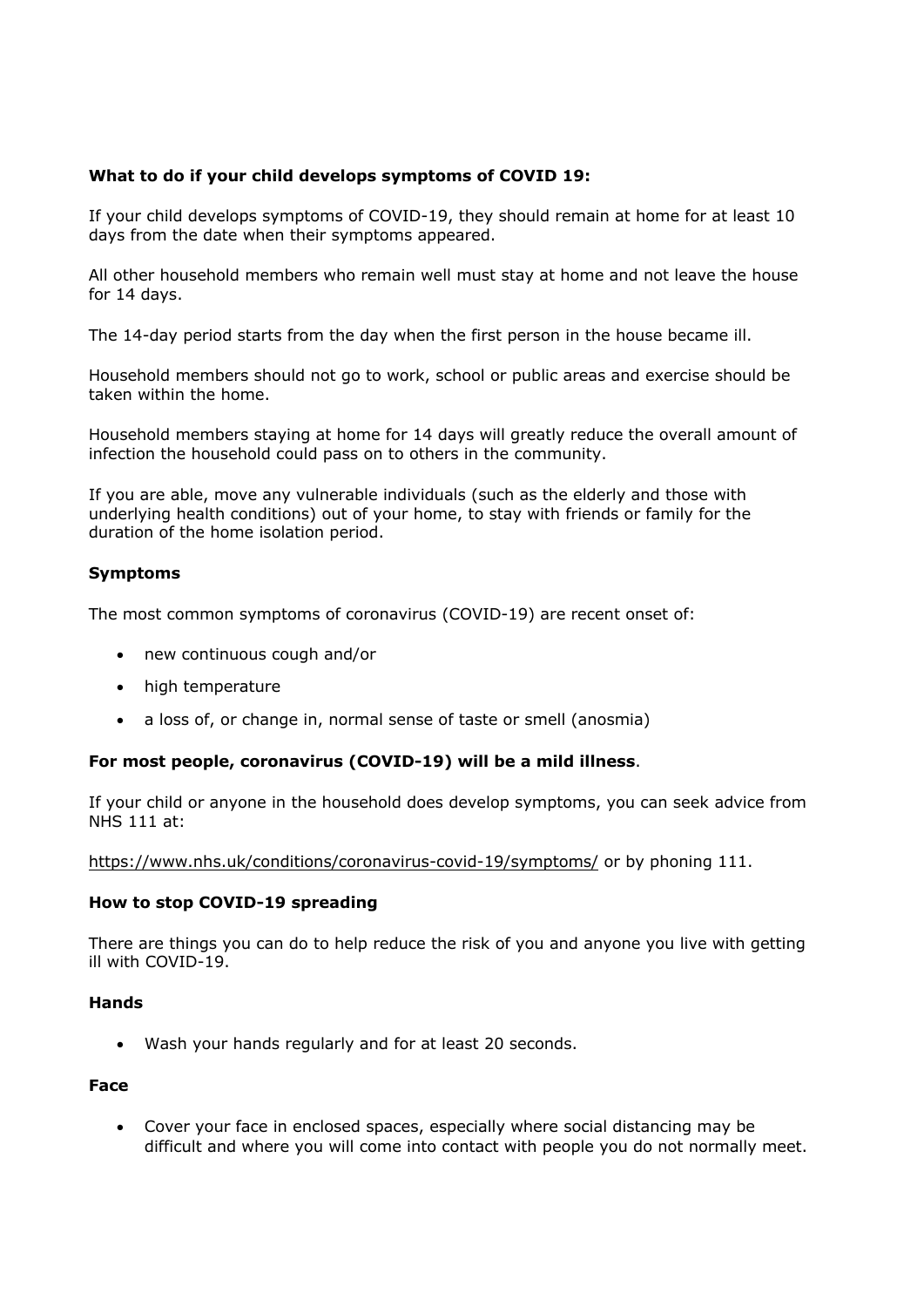**What to do if your child develops symptoms of COVID 19:**

If your child develops symptoms of COVID-19, they should remain at home for at least 10 days from the date when their symptoms appeared.

All other household members who remain well must stay at home and not leave the house for 14 days.

The 14-day period starts from the day when the first person in the house became ill.

Household members should not go to work, school or public areas and exercise should be taken within the home.

Household members staying at home for 14 days will greatly reduce the overall amount of infection the household could pass on to others in the community.

If you are able, move any vulnerable individuals (such as the elderly and those with underlying health conditions) out of your home, to stay with friends or family for the duration of the home isolation period.

**Symptoms**

The most common symptoms of coronavirus (COVID-19) are recent onset of:

- new continuous cough and/or
- high temperature
- a loss of, or change in, normal sense of taste or smell (anosmia)

**For most people, coronavirus (COVID-19) will be a mild illness**.

If your child or anyone in the household does develop symptoms, you can seek advice from NHS 111 at:

https://www.nhs.uk/conditions/coronavirus-covid-19/symptoms/ or by phoning 111.

**How to stop COVID-19 spreading**

There are things you can do to help reduce the risk of you and anyone you live with getting ill with COVID-19.

**Hands**

- Wash your hands regularly and for at least 20 seconds.

**Face**

- Cover your face in enclosed spaces, especially where social distancing may be difficult and where you will come into contact with people you do not normally meet.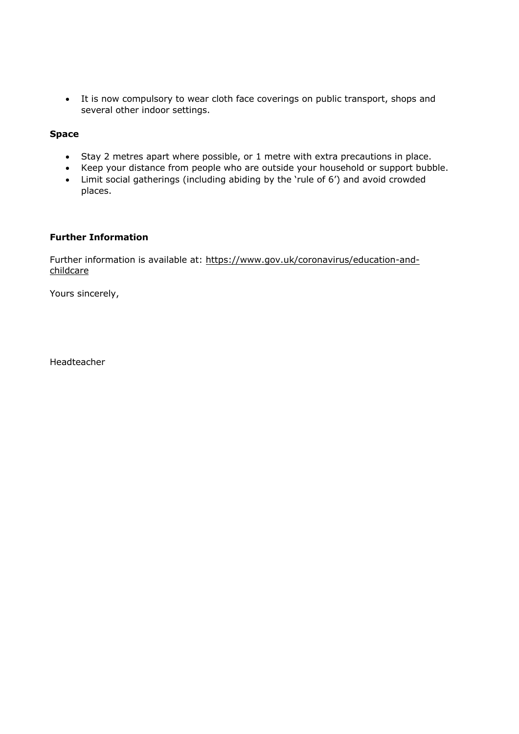- It is now compulsory to wear cloth face coverings on public transport, shops and several other indoor settings.

**Space**

- Stay 2 metres apart where possible, or 1 metre with extra precautions in place.
- Keep your distance from people who are outside your household or support bubble.
- Limit social gatherings (including abiding by the 'rule of 6') and avoid crowded places.

**Further Information**

Further information is available at: https://www.gov.uk/coronavirus/education-and-childcare

Yours sincerely,

Headteacher